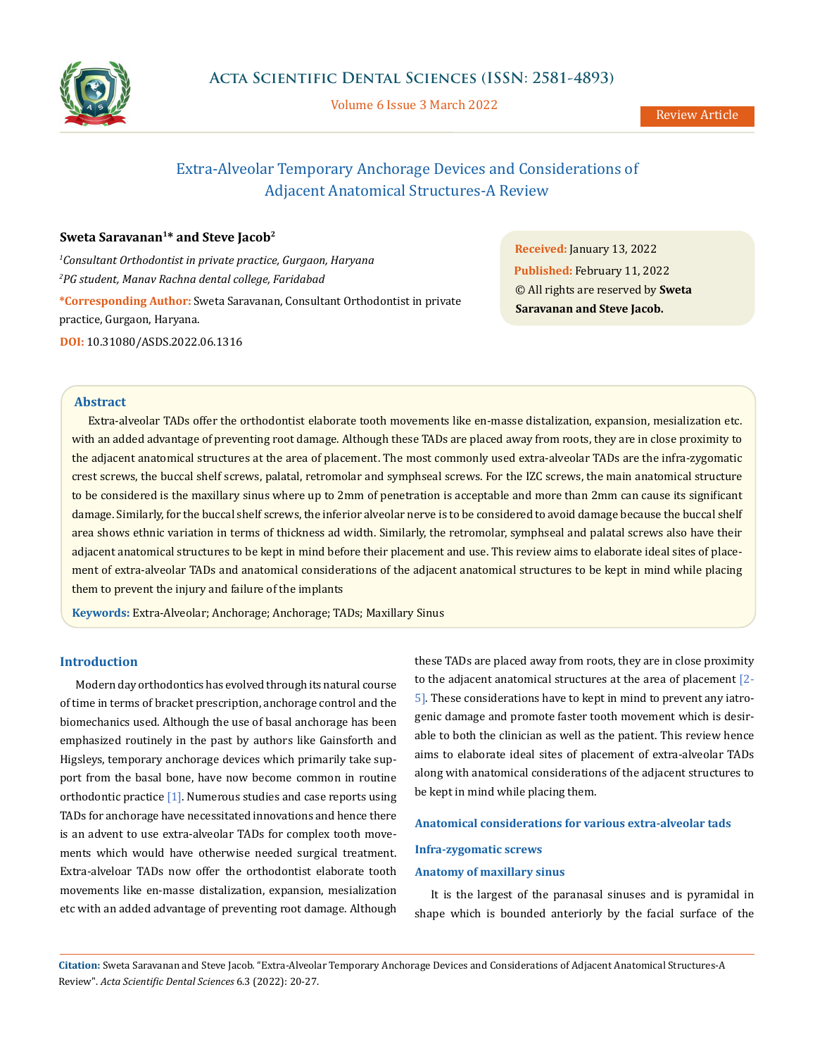# Extra-Alveolar Temporary Anchorage Devices and Considerations of Adjacent Anatomical Structures-A Review

**Sweta Saravanan[1]* and Steve Jacob[2]**

*[1]Consultant Orthodontist in private practice, Gurgaon, Haryana*

*[2]PG student, Manav Rachna dental college, Faridabad*

**\*Corresponding Author:** Sweta Saravanan, Consultant Orthodontist in private practice, Gurgaon, Haryana.

**DOI:** 10.31080/ASDS.2022.06.1316

**Received:** January 13, 2022

**Published:** February 11, 2022

© All rights are reserved by **Sweta Saravanan and Steve Jacob.**

## Abstract

Extra-alveolar TADs offer the orthodontist elaborate tooth movements like en-masse distalization, expansion, mesialization etc. with an added advantage of preventing root damage. Although these TADs are placed away from roots, they are in close proximity to the adjacent anatomical structures at the area of placement. The most commonly used extra-alveolar TADs are the infra-zygomatic crest screws, the buccal shelf screws, palatal, retromolar and symphseal screws. For the IZC screws, the main anatomical structure to be considered is the maxillary sinus where up to 2mm of penetration is acceptable and more than 2mm can cause its significant damage. Similarly, for the buccal shelf screws, the inferior alveolar nerve is to be considered to avoid damage because the buccal shelf area shows ethnic variation in terms of thickness ad width. Similarly, the retromolar, symphseal and palatal screws also have their adjacent anatomical structures to be kept in mind before their placement and use. This review aims to elaborate ideal sites of placement of extra-alveolar TADs and anatomical considerations of the adjacent anatomical structures to be kept in mind while placing them to prevent the injury and failure of the implants

**Keywords:** Extra-Alveolar; Anchorage; Anchorage; TADs; Maxillary Sinus

## Introduction

Modern day orthodontics has evolved through its natural course of time in terms of bracket prescription, anchorage control and the biomechanics used. Although the use of basal anchorage has been emphasized routinely in the past by authors like Gainsforth and Higsleys, temporary anchorage devices which primarily take support from the basal bone, have now become common in routine orthodontic practice [1]. Numerous studies and case reports using TADs for anchorage have necessitated innovations and hence there is an advent to use extra-alveolar TADs for complex tooth movements which would have otherwise needed surgical treatment. Extra-alveloar TADs now offer the orthodontist elaborate tooth movements like en-masse distalization, expansion, mesialization etc with an added advantage of preventing root damage. Although these TADs are placed away from roots, they are in close proximity to the adjacent anatomical structures at the area of placement [2-5]. These considerations have to kept in mind to prevent any iatrogenic damage and promote faster tooth movement which is desirable to both the clinician as well as the patient. This review hence aims to elaborate ideal sites of placement of extra-alveolar TADs along with anatomical considerations of the adjacent structures to be kept in mind while placing them.

## Anatomical considerations for various extra-alveolar tads

### Infra-zygomatic screws

### Anatomy of maxillary sinus

It is the largest of the paranasal sinuses and is pyramidal in shape which is bounded anteriorly by the facial surface of the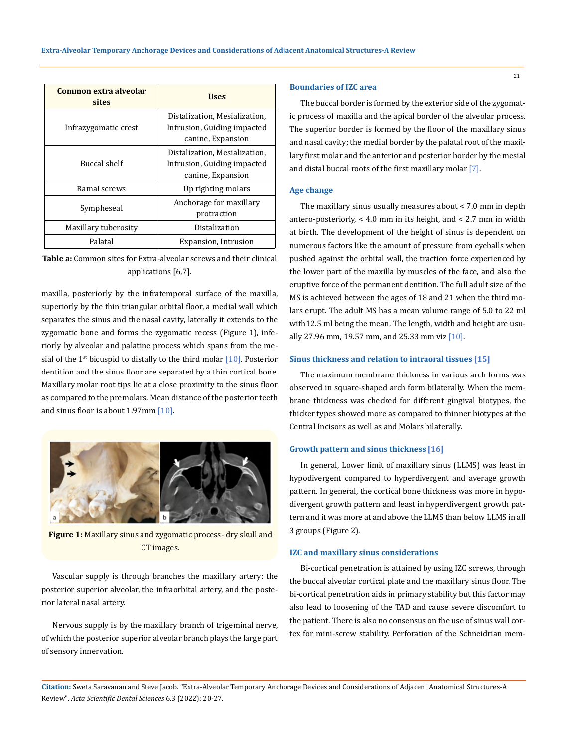| Common extra alveolar sites | Uses |
|---|---|
| Infrazygomatic crest | Distalization, Mesialization, Intrusion, Guiding impacted canine, Expansion |
| Buccal shelf | Distalization, Mesialization, Intrusion, Guiding impacted canine, Expansion |
| Ramal screws | Up righting molars |
| Sympheseal | Anchorage for maxillary protraction |
| Maxillary tuberosity | Distalization |
| Palatal | Expansion, Intrusion |

**Table a:** Common sites for Extra-alveolar screws and their clinical applications [6,7].

maxilla, posteriorly by the infratemporal surface of the maxilla, superiorly by the thin triangular orbital floor, a medial wall which separates the sinus and the nasal cavity, laterally it extends to the zygomatic bone and forms the zygomatic recess (Figure 1), inferiorly by alveolar and palatine process which spans from the mesial of the 1st bicuspid to distally to the third molar [10]. Posterior dentition and the sinus floor are separated by a thin cortical bone. Maxillary molar root tips lie at a close proximity to the sinus floor as compared to the premolars. Mean distance of the posterior teeth and sinus floor is about 1.97mm [10].

**Figure 1:** Maxillary sinus and zygomatic process- dry skull and CT images.

Vascular supply is through branches the maxillary artery: the posterior superior alveolar, the infraorbital artery, and the posterior lateral nasal artery.

Nervous supply is by the maxillary branch of trigeminal nerve, of which the posterior superior alveolar branch plays the large part of sensory innervation.

### Boundaries of IZC area

The buccal border is formed by the exterior side of the zygomatic process of maxilla and the apical border of the alveolar process. The superior border is formed by the floor of the maxillary sinus and nasal cavity; the medial border by the palatal root of the maxillary first molar and the anterior and posterior border by the mesial and distal buccal roots of the first maxillary molar [7].

### Age change

The maxillary sinus usually measures about < 7.0 mm in depth antero-posteriorly, < 4.0 mm in its height, and < 2.7 mm in width at birth. The development of the height of sinus is dependent on numerous factors like the amount of pressure from eyeballs when pushed against the orbital wall, the traction force experienced by the lower part of the maxilla by muscles of the face, and also the eruptive force of the permanent dentition. The full adult size of the MS is achieved between the ages of 18 and 21 when the third molars erupt. The adult MS has a mean volume range of 5.0 to 22 ml with12.5 ml being the mean. The length, width and height are usually 27.96 mm, 19.57 mm, and 25.33 mm viz [10].

### Sinus thickness and relation to intraoral tissues [15]

The maximum membrane thickness in various arch forms was observed in square-shaped arch form bilaterally. When the membrane thickness was checked for different gingival biotypes, the thicker types showed more as compared to thinner biotypes at the Central Incisors as well as and Molars bilaterally.

### Growth pattern and sinus thickness [16]

In general, Lower limit of maxillary sinus (LLMS) was least in hypodivergent compared to hyperdivergent and average growth pattern. In general, the cortical bone thickness was more in hypodivergent growth pattern and least in hyperdivergent growth pattern and it was more at and above the LLMS than below LLMS in all 3 groups (Figure 2).

### IZC and maxillary sinus considerations

Bi-cortical penetration is attained by using IZC screws, through the buccal alveolar cortical plate and the maxillary sinus floor. The bi-cortical penetration aids in primary stability but this factor may also lead to loosening of the TAD and cause severe discomfort to the patient. There is also no consensus on the use of sinus wall cortex for mini-screw stability. Perforation of the Schneidrian mem-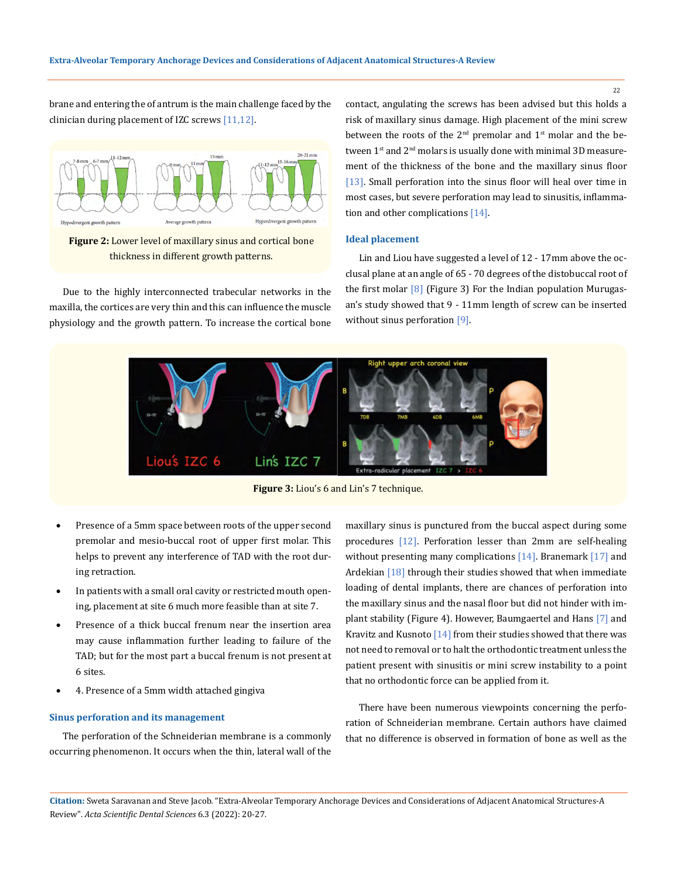brane and entering the of antrum is the main challenge faced by the clinician during placement of IZC screws [11,12].

**Figure 2:** Lower level of maxillary sinus and cortical bone thickness in different growth patterns.

Due to the highly interconnected trabecular networks in the maxilla, the cortices are very thin and this can influence the muscle physiology and the growth pattern. To increase the cortical bone contact, angulating the screws has been advised but this holds a risk of maxillary sinus damage. High placement of the mini screw between the roots of the 2nd premolar and 1st molar and the between 1st and 2nd molars is usually done with minimal 3D measurement of the thickness of the bone and the maxillary sinus floor [13]. Small perforation into the sinus floor will heal over time in most cases, but severe perforation may lead to sinusitis, inflammation and other complications [14].

### Ideal placement

Lin and Liou have suggested a level of 12 - 17mm above the occlusal plane at an angle of 65 - 70 degrees of the distobuccal root of the first molar [8] (Figure 3) For the Indian population Murugasan's study showed that 9 - 11mm length of screw can be inserted without sinus perforation [9].

**Figure 3:** Liou's 6 and Lin's 7 technique.

- Presence of a 5mm space between roots of the upper second premolar and mesio-buccal root of upper first molar. This helps to prevent any interference of TAD with the root during retraction.
- In patients with a small oral cavity or restricted mouth opening, placement at site 6 much more feasible than at site 7.
- Presence of a thick buccal frenum near the insertion area may cause inflammation further leading to failure of the TAD; but for the most part a buccal frenum is not present at 6 sites.
- 4. Presence of a 5mm width attached gingiva

### Sinus perforation and its management

The perforation of the Schneiderian membrane is a commonly occurring phenomenon. It occurs when the thin, lateral wall of the maxillary sinus is punctured from the buccal aspect during some procedures [12]. Perforation lesser than 2mm are self-healing without presenting many complications [14]. Branemark [17] and Ardekian [18] through their studies showed that when immediate loading of dental implants, there are chances of perforation into the maxillary sinus and the nasal floor but did not hinder with implant stability (Figure 4). However, Baumgaertel and Hans [7] and Kravitz and Kusnoto [14] from their studies showed that there was not need to removal or to halt the orthodontic treatment unless the patient present with sinusitis or mini screw instability to a point that no orthodontic force can be applied from it.

There have been numerous viewpoints concerning the perforation of Schneiderian membrane. Certain authors have claimed that no difference is observed in formation of bone as well as the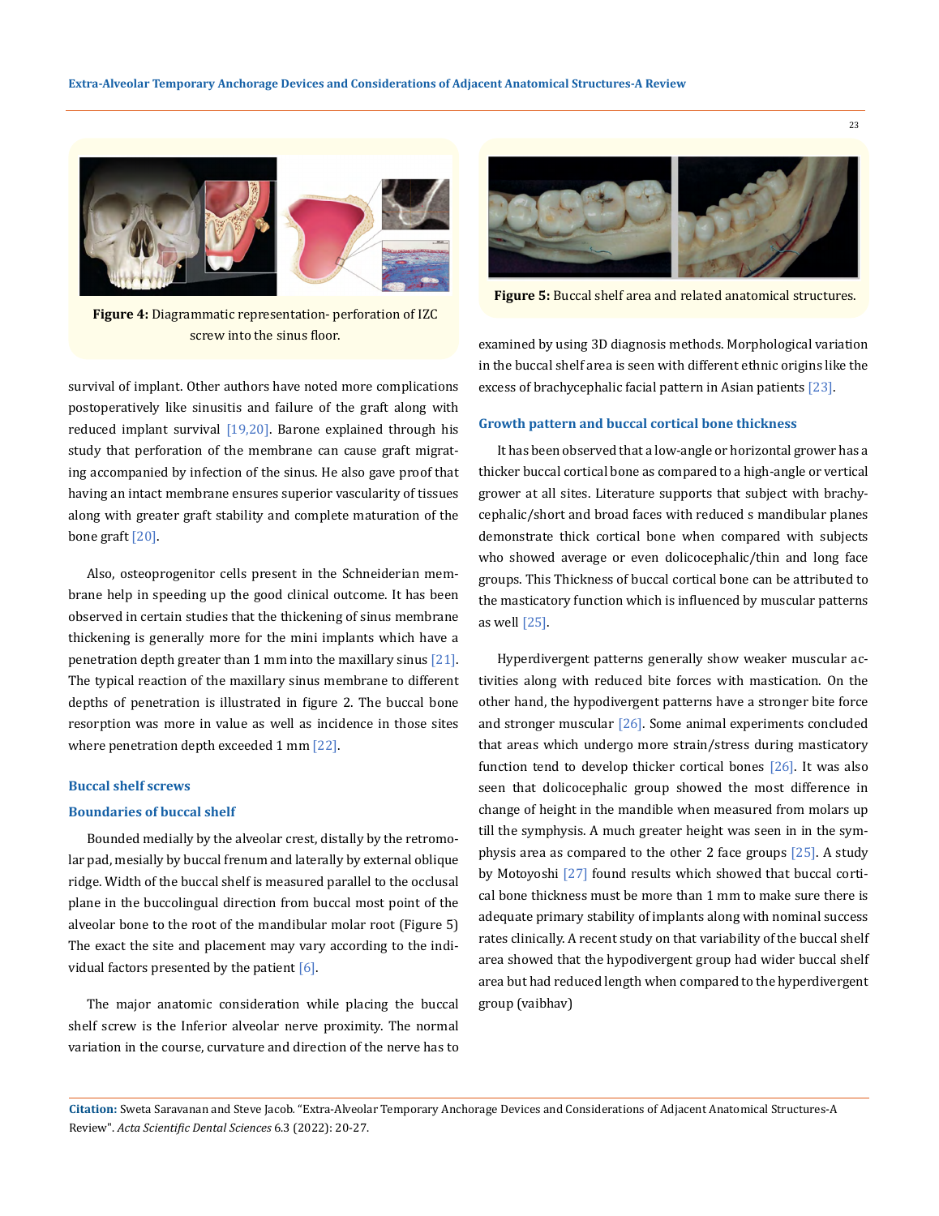**Figure 4:** Diagrammatic representation- perforation of IZC screw into the sinus floor.

survival of implant. Other authors have noted more complications postoperatively like sinusitis and failure of the graft along with reduced implant survival [19,20]. Barone explained through his study that perforation of the membrane can cause graft migrating accompanied by infection of the sinus. He also gave proof that having an intact membrane ensures superior vascularity of tissues along with greater graft stability and complete maturation of the bone graft [20].

Also, osteoprogenitor cells present in the Schneiderian membrane help in speeding up the good clinical outcome. It has been observed in certain studies that the thickening of sinus membrane thickening is generally more for the mini implants which have a penetration depth greater than 1 mm into the maxillary sinus [21]. The typical reaction of the maxillary sinus membrane to different depths of penetration is illustrated in figure 2. The buccal bone resorption was more in value as well as incidence in those sites where penetration depth exceeded 1 mm [22].

### Buccal shelf screws

### Boundaries of buccal shelf

Bounded medially by the alveolar crest, distally by the retromolar pad, mesially by buccal frenum and laterally by external oblique ridge. Width of the buccal shelf is measured parallel to the occlusal plane in the buccolingual direction from buccal most point of the alveolar bone to the root of the mandibular molar root (Figure 5) The exact the site and placement may vary according to the individual factors presented by the patient [6].

The major anatomic consideration while placing the buccal shelf screw is the Inferior alveolar nerve proximity. The normal variation in the course, curvature and direction of the nerve has to be examined by using 3D diagnosis methods. Morphological variation in the buccal shelf area is seen with different ethnic origins like the excess of brachycephalic facial pattern in Asian patients [23].

**Figure 5:** Buccal shelf area and related anatomical structures.

### Growth pattern and buccal cortical bone thickness

It has been observed that a low-angle or horizontal grower has a thicker buccal cortical bone as compared to a high-angle or vertical grower at all sites. Literature supports that subject with brachycephalic/short and broad faces with reduced s mandibular planes demonstrate thick cortical bone when compared with subjects who showed average or even dolicocephalic/thin and long face groups. This Thickness of buccal cortical bone can be attributed to the masticatory function which is influenced by muscular patterns as well [25].

Hyperdivergent patterns generally show weaker muscular activities along with reduced bite forces with mastication. On the other hand, the hypodivergent patterns have a stronger bite force and stronger muscular [26]. Some animal experiments concluded that areas which undergo more strain/stress during masticatory function tend to develop thicker cortical bones [26]. It was also seen that dolicocephalic group showed the most difference in change of height in the mandible when measured from molars up till the symphysis. A much greater height was seen in in the symphysis area as compared to the other 2 face groups [25]. A study by Motoyoshi [27] found results which showed that buccal cortical bone thickness must be more than 1 mm to make sure there is adequate primary stability of implants along with nominal success rates clinically. A recent study on that variability of the buccal shelf area showed that the hypodivergent group had wider buccal shelf area but had reduced length when compared to the hyperdivergent group (vaibhav)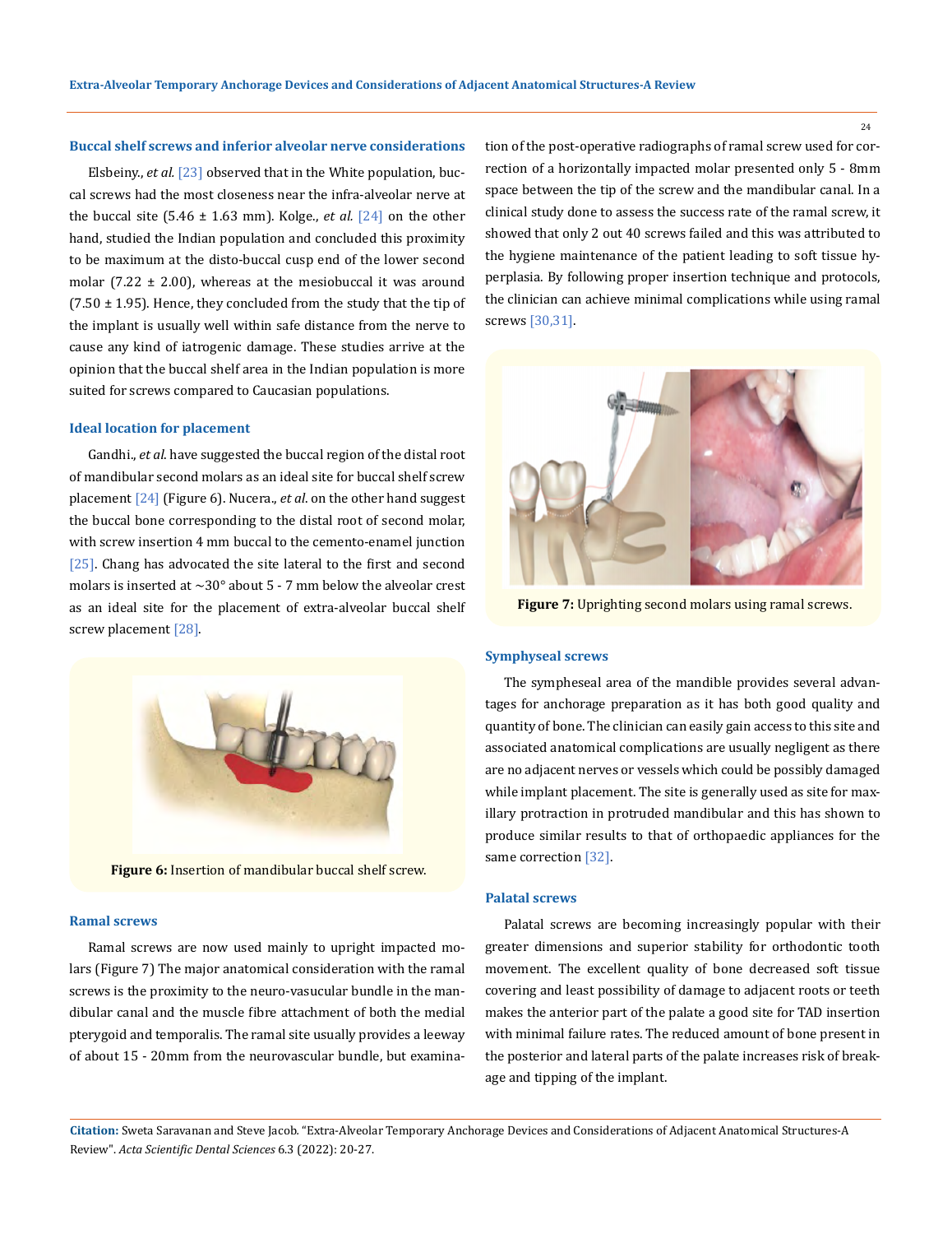### Buccal shelf screws and inferior alveolar nerve considerations

Elsbeiny., *et al.* [23] observed that in the White population, buccal screws had the most closeness near the infra-alveolar nerve at the buccal site (5.46 ± 1.63 mm). Kolge., *et al.* [24] on the other hand, studied the Indian population and concluded this proximity to be maximum at the disto-buccal cusp end of the lower second molar (7.22 ± 2.00), whereas at the mesiobuccal it was around (7.50 ± 1.95). Hence, they concluded from the study that the tip of the implant is usually well within safe distance from the nerve to cause any kind of iatrogenic damage. These studies arrive at the opinion that the buccal shelf area in the Indian population is more suited for screws compared to Caucasian populations.

### Ideal location for placement

Gandhi., *et al*. have suggested the buccal region of the distal root of mandibular second molars as an ideal site for buccal shelf screw placement [24] (Figure 6). Nucera., *et al*. on the other hand suggest the buccal bone corresponding to the distal root of second molar, with screw insertion 4 mm buccal to the cemento-enamel junction [25]. Chang has advocated the site lateral to the first and second molars is inserted at ~30° about 5 - 7 mm below the alveolar crest as an ideal site for the placement of extra-alveolar buccal shelf screw placement [28].

**Figure 6:** Insertion of mandibular buccal shelf screw.

### Ramal screws

Ramal screws are now used mainly to upright impacted molars (Figure 7) The major anatomical consideration with the ramal screws is the proximity to the neuro-vasucular bundle in the mandibular canal and the muscle fibre attachment of both the medial pterygoid and temporalis. The ramal site usually provides a leeway of about 15 - 20mm from the neurovascular bundle, but examination of the post-operative radiographs of ramal screw used for correction of a horizontally impacted molar presented only 5 - 8mm space between the tip of the screw and the mandibular canal. In a clinical study done to assess the success rate of the ramal screw, it showed that only 2 out 40 screws failed and this was attributed to the hygiene maintenance of the patient leading to soft tissue hyperplasia. By following proper insertion technique and protocols, the clinician can achieve minimal complications while using ramal screws [30,31].

**Figure 7:** Uprighting second molars using ramal screws.

### Symphyseal screws

The sympheseal area of the mandible provides several advantages for anchorage preparation as it has both good quality and quantity of bone. The clinician can easily gain access to this site and associated anatomical complications are usually negligent as there are no adjacent nerves or vessels which could be possibly damaged while implant placement. The site is generally used as site for maxillary protraction in protruded mandibular and this has shown to produce similar results to that of orthopaedic appliances for the same correction [32].

### Palatal screws

Palatal screws are becoming increasingly popular with their greater dimensions and superior stability for orthodontic tooth movement. The excellent quality of bone decreased soft tissue covering and least possibility of damage to adjacent roots or teeth makes the anterior part of the palate a good site for TAD insertion with minimal failure rates. The reduced amount of bone present in the posterior and lateral parts of the palate increases risk of breakage and tipping of the implant.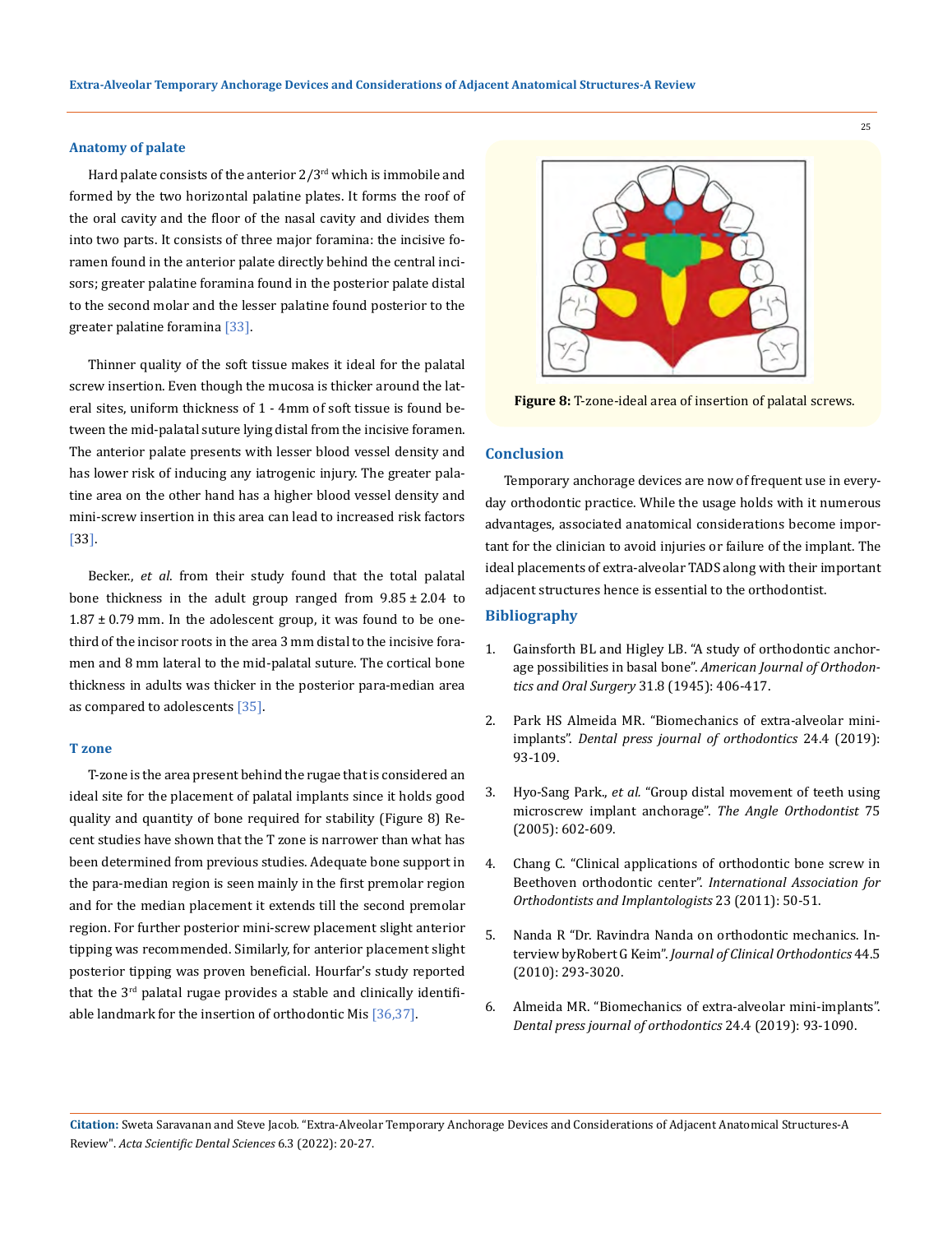## Anatomy of palate

Hard palate consists of the anterior 2/3rd which is immobile and formed by the two horizontal palatine plates. It forms the roof of the oral cavity and the floor of the nasal cavity and divides them into two parts. It consists of three major foramina: the incisive foramen found in the anterior palate directly behind the central incisors; greater palatine foramina found in the posterior palate distal to the second molar and the lesser palatine found posterior to the greater palatine foramina [33].

Thinner quality of the soft tissue makes it ideal for the palatal screw insertion. Even though the mucosa is thicker around the lateral sites, uniform thickness of 1 - 4mm of soft tissue is found between the mid-palatal suture lying distal from the incisive foramen. The anterior palate presents with lesser blood vessel density and has lower risk of inducing any iatrogenic injury. The greater palatine area on the other hand has a higher blood vessel density and mini-screw insertion in this area can lead to increased risk factors [33].

Becker., *et al.* from their study found that the total palatal bone thickness in the adult group ranged from 9.85 ± 2.04 to 1.87 ± 0.79 mm. In the adolescent group, it was found to be one-third of the incisor roots in the area 3 mm distal to the incisive foramen and 8 mm lateral to the mid-palatal suture. The cortical bone thickness in adults was thicker in the posterior para-median area as compared to adolescents [35].

## T zone

T-zone is the area present behind the rugae that is considered an ideal site for the placement of palatal implants since it holds good quality and quantity of bone required for stability (Figure 8) Recent studies have shown that the T zone is narrower than what has been determined from previous studies. Adequate bone support in the para-median region is seen mainly in the first premolar region and for the median placement it extends till the second premolar region. For further posterior mini-screw placement slight anterior tipping was recommended. Similarly, for anterior placement slight posterior tipping was proven beneficial. Hourfar's study reported that the 3rd palatal rugae provides a stable and clinically identifiable landmark for the insertion of orthodontic Mis [36,37].

**Figure 8:** T-zone-ideal area of insertion of palatal screws.

## Conclusion

Temporary anchorage devices are now of frequent use in everyday orthodontic practice. While the usage holds with it numerous advantages, associated anatomical considerations become important for the clinician to avoid injuries or failure of the implant. The ideal placements of extra-alveolar TADS along with their important adjacent structures hence is essential to the orthodontist.

## Bibliography

1. Gainsforth BL and Higley LB. "A study of orthodontic anchorage possibilities in basal bone". *American Journal of Orthodontics and Oral Surgery* 31.8 (1945): 406-417.
2. Park HS Almeida MR. "Biomechanics of extra-alveolar mini-implants". *Dental press journal of orthodontics* 24.4 (2019): 93-109.
3. Hyo-Sang Park., *et al.* "Group distal movement of teeth using microscrew implant anchorage". *The Angle Orthodontist* 75 (2005): 602-609.
4. Chang C. "Clinical applications of orthodontic bone screw in Beethoven orthodontic center". *International Association for Orthodontists and Implantologists* 23 (2011): 50-51.
5. Nanda R "Dr. Ravindra Nanda on orthodontic mechanics. Interview byRobert G Keim". *Journal of Clinical Orthodontics* 44.5 (2010): 293-3020.
6. Almeida MR. "Biomechanics of extra-alveolar mini-implants". *Dental press journal of orthodontics* 24.4 (2019): 93-1090.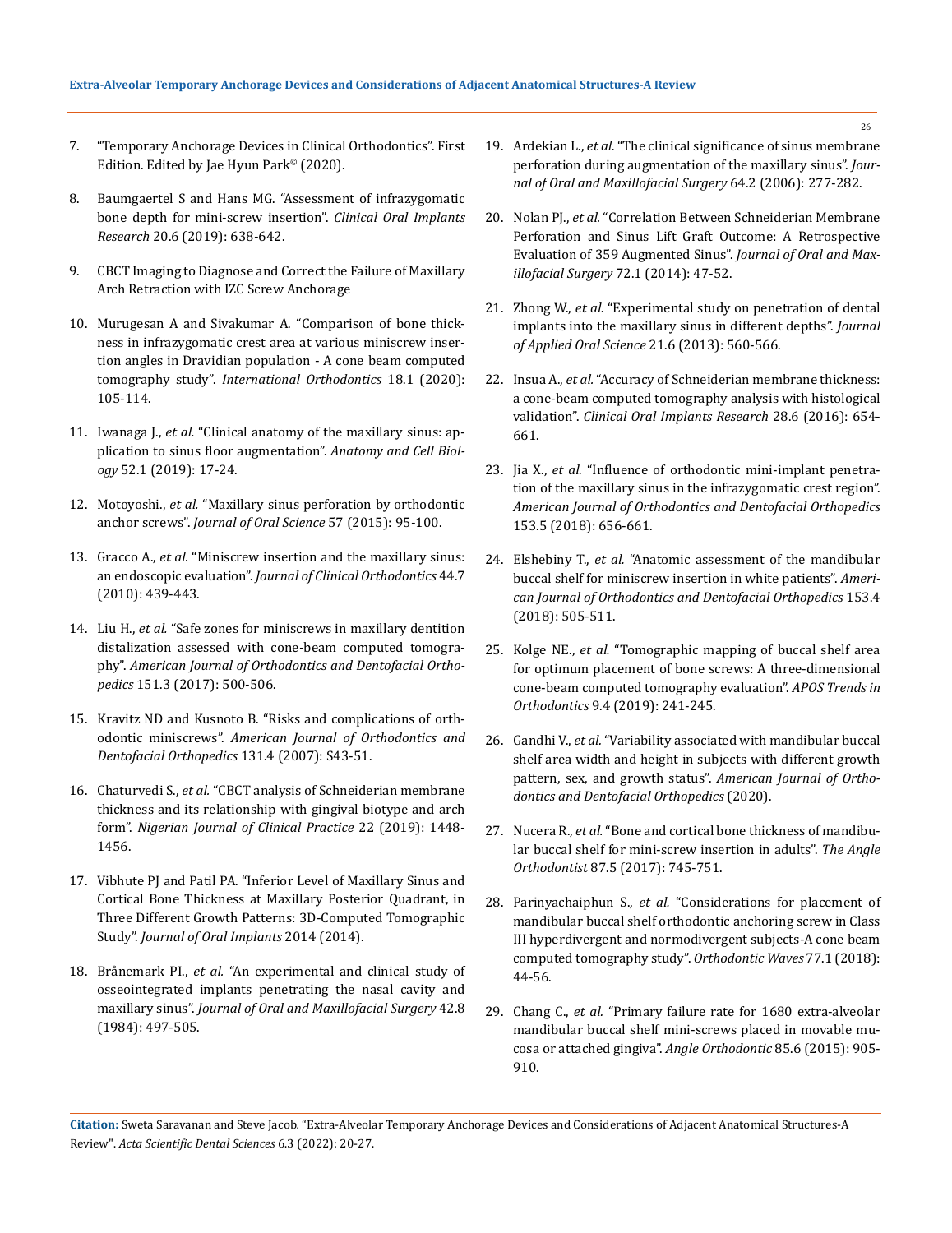7. "Temporary Anchorage Devices in Clinical Orthodontics". First Edition. Edited by Jae Hyun Park© (2020).

8. Baumgaertel S and Hans MG. "Assessment of infrazygomatic bone depth for mini-screw insertion". *Clinical Oral Implants Research* 20.6 (2019): 638-642.

9. CBCT Imaging to Diagnose and Correct the Failure of Maxillary Arch Retraction with IZC Screw Anchorage

10. Murugesan A and Sivakumar A. "Comparison of bone thickness in infrazygomatic crest area at various miniscrew insertion angles in Dravidian population - A cone beam computed tomography study". *International Orthodontics* 18.1 (2020): 105-114.

11. Iwanaga J., *et al.* "Clinical anatomy of the maxillary sinus: application to sinus floor augmentation". *Anatomy and Cell Biology* 52.1 (2019): 17-24.

12. Motoyoshi., *et al.* "Maxillary sinus perforation by orthodontic anchor screws". *Journal of Oral Science* 57 (2015): 95-100.

13. Gracco A., *et al.* "Miniscrew insertion and the maxillary sinus: an endoscopic evaluation". *Journal of Clinical Orthodontics* 44.7 (2010): 439-443.

14. Liu H., *et al.* "Safe zones for miniscrews in maxillary dentition distalization assessed with cone-beam computed tomography". *American Journal of Orthodontics and Dentofacial Orthopedics* 151.3 (2017): 500-506.

15. Kravitz ND and Kusnoto B. "Risks and complications of orthodontic miniscrews". *American Journal of Orthodontics and Dentofacial Orthopedics* 131.4 (2007): S43-51.

16. Chaturvedi S., *et al.* "CBCT analysis of Schneiderian membrane thickness and its relationship with gingival biotype and arch form". *Nigerian Journal of Clinical Practice* 22 (2019): 1448-1456.

17. Vibhute PJ and Patil PA. "Inferior Level of Maxillary Sinus and Cortical Bone Thickness at Maxillary Posterior Quadrant, in Three Different Growth Patterns: 3D-Computed Tomographic Study". *Journal of Oral Implants* 2014 (2014).

18. Brånemark PI., *et al.* "An experimental and clinical study of osseointegrated implants penetrating the nasal cavity and maxillary sinus". *Journal of Oral and Maxillofacial Surgery* 42.8 (1984): 497-505.

19. Ardekian L., *et al.* "The clinical significance of sinus membrane perforation during augmentation of the maxillary sinus". *Journal of Oral and Maxillofacial Surgery* 64.2 (2006): 277-282.

20. Nolan PJ., *et al.* "Correlation Between Schneiderian Membrane Perforation and Sinus Lift Graft Outcome: A Retrospective Evaluation of 359 Augmented Sinus". *Journal of Oral and Maxillofacial Surgery* 72.1 (2014): 47-52.

21. Zhong W., *et al.* "Experimental study on penetration of dental implants into the maxillary sinus in different depths". *Journal of Applied Oral Science* 21.6 (2013): 560-566.

22. Insua A., *et al.* "Accuracy of Schneiderian membrane thickness: a cone-beam computed tomography analysis with histological validation". *Clinical Oral Implants Research* 28.6 (2016): 654-661.

23. Jia X., *et al.* "Influence of orthodontic mini-implant penetration of the maxillary sinus in the infrazygomatic crest region". *American Journal of Orthodontics and Dentofacial Orthopedics* 153.5 (2018): 656-661.

24. Elshebiny T., *et al.* "Anatomic assessment of the mandibular buccal shelf for miniscrew insertion in white patients". *American Journal of Orthodontics and Dentofacial Orthopedics* 153.4 (2018): 505-511.

25. Kolge NE., *et al.* "Tomographic mapping of buccal shelf area for optimum placement of bone screws: A three-dimensional cone-beam computed tomography evaluation". *APOS Trends in Orthodontics* 9.4 (2019): 241-245.

26. Gandhi V., *et al.* "Variability associated with mandibular buccal shelf area width and height in subjects with different growth pattern, sex, and growth status". *American Journal of Orthodontics and Dentofacial Orthopedics* (2020).

27. Nucera R., *et al.* "Bone and cortical bone thickness of mandibular buccal shelf for mini-screw insertion in adults". *The Angle Orthodontist* 87.5 (2017): 745-751.

28. Parinyachaiphun S., *et al.* "Considerations for placement of mandibular buccal shelf orthodontic anchoring screw in Class III hyperdivergent and normodivergent subjects-A cone beam computed tomography study". *Orthodontic Waves* 77.1 (2018): 44-56.

29. Chang C., *et al.* "Primary failure rate for 1680 extra-alveolar mandibular buccal shelf mini-screws placed in movable mucosa or attached gingiva". *Angle Orthodontic* 85.6 (2015): 905-910.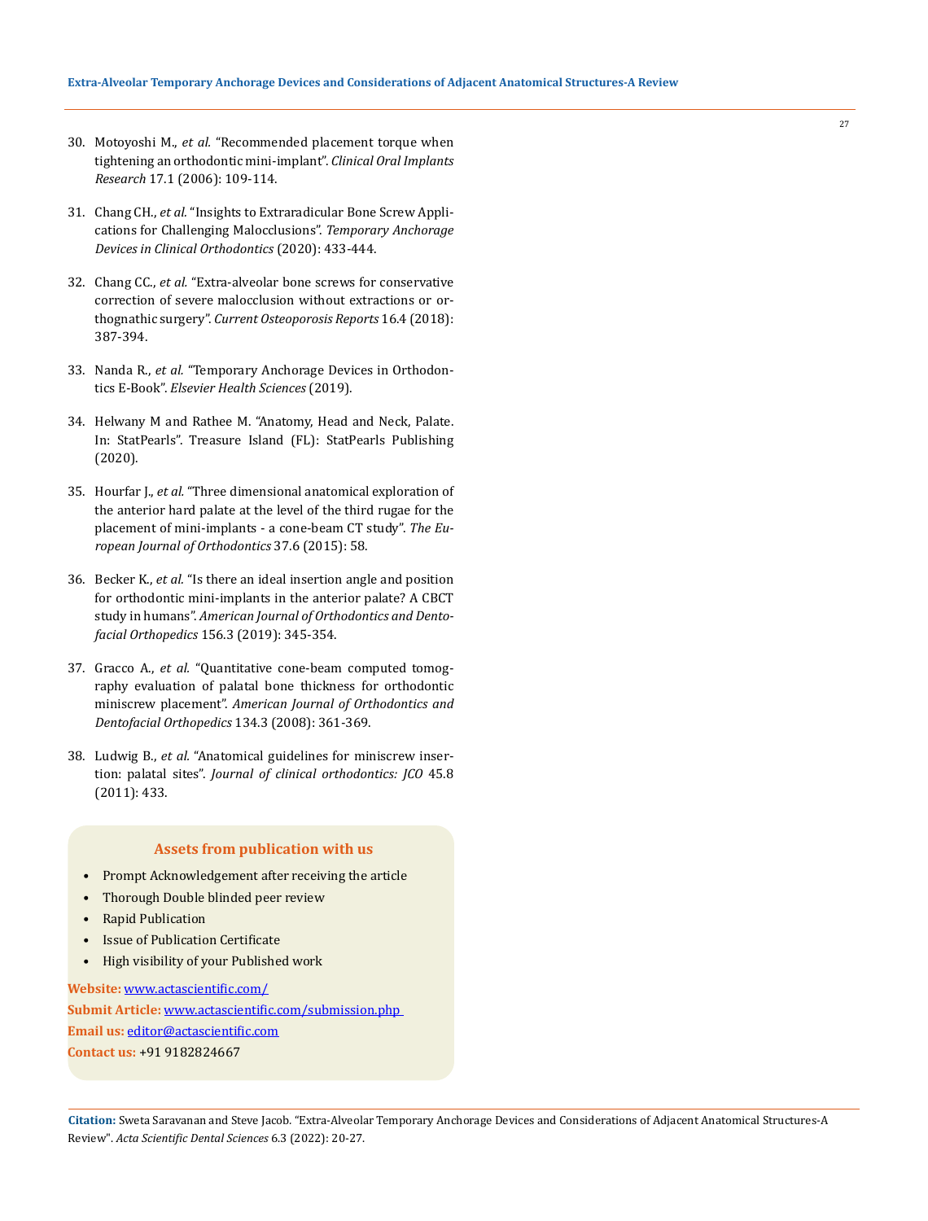30. Motoyoshi M., *et al*. "Recommended placement torque when tightening an orthodontic mini-implant". *Clinical Oral Implants Research* 17.1 (2006): 109-114.

31. Chang CH., *et al.* "Insights to Extraradicular Bone Screw Applications for Challenging Malocclusions". *Temporary Anchorage Devices in Clinical Orthodontics* (2020): 433-444.

32. Chang CC., *et al.* "Extra-alveolar bone screws for conservative correction of severe malocclusion without extractions or orthognathic surgery". *Current Osteoporosis Reports* 16.4 (2018): 387-394.

33. Nanda R., *et al.* "Temporary Anchorage Devices in Orthodontics E-Book". *Elsevier Health Sciences* (2019).

34. Helwany M and Rathee M. "Anatomy, Head and Neck, Palate. In: StatPearls". Treasure Island (FL): StatPearls Publishing (2020).

35. Hourfar J., *et al.* "Three dimensional anatomical exploration of the anterior hard palate at the level of the third rugae for the placement of mini-implants - a cone-beam CT study". *The European Journal of Orthodontics* 37.6 (2015): 58.

36. Becker K., *et al.* "Is there an ideal insertion angle and position for orthodontic mini-implants in the anterior palate? A CBCT study in humans". *American Journal of Orthodontics and Dentofacial Orthopedics* 156.3 (2019): 345-354.

37. Gracco A., *et al.* "Quantitative cone-beam computed tomography evaluation of palatal bone thickness for orthodontic miniscrew placement". *American Journal of Orthodontics and Dentofacial Orthopedics* 134.3 (2008): 361-369.

38. Ludwig B., *et al.* "Anatomical guidelines for miniscrew insertion: palatal sites". *Journal of clinical orthodontics: JCO* 45.8 (2011): 433.

**Assets from publication with us**

- Prompt Acknowledgement after receiving the article
- Thorough Double blinded peer review
- Rapid Publication
- Issue of Publication Certificate
- High visibility of your Published work

**Website:** www.actascientific.com/
**Submit Article:** www.actascientific.com/submission.php
**Email us:** editor@actascientific.com
**Contact us:** +91 9182824667